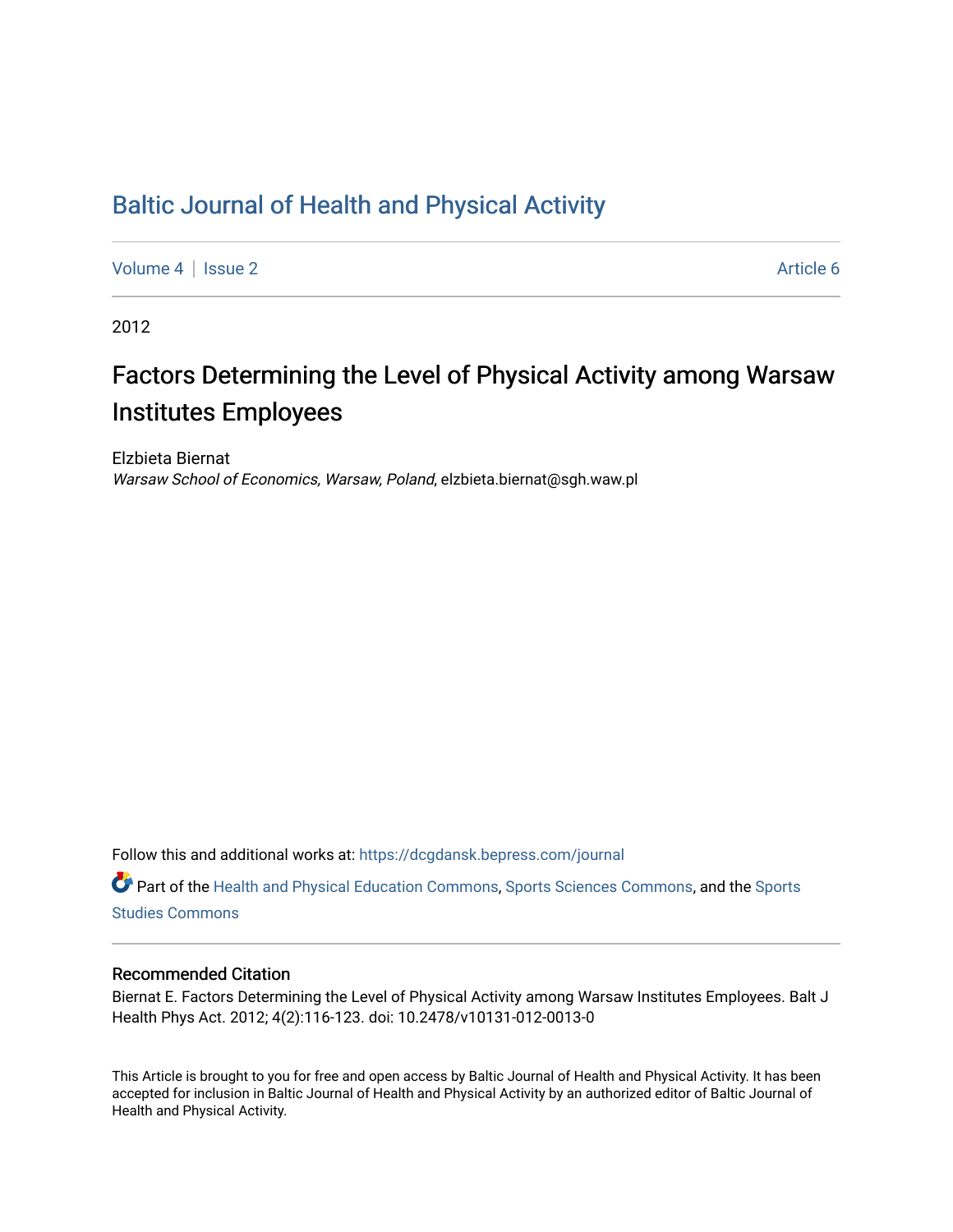# Baltic Journal of Health and Physical Activity

Volume 4 | Issue 2 Article 6

2012

## Factors Determining the Level of Physical Activity among Warsaw Institutes Employees

Elzbieta Biernat
*Warsaw School of Economics, Warsaw, Poland*, elzbieta.biernat@sgh.waw.pl

Follow this and additional works at: https://dcgdansk.bepress.com/journal

Part of the Health and Physical Education Commons, Sports Sciences Commons, and the Sports Studies Commons

### Recommended Citation

Biernat E. Factors Determining the Level of Physical Activity among Warsaw Institutes Employees. Balt J Health Phys Act. 2012; 4(2):116-123. doi: 10.2478/v10131-012-0013-0

This Article is brought to you for free and open access by Baltic Journal of Health and Physical Activity. It has been accepted for inclusion in Baltic Journal of Health and Physical Activity by an authorized editor of Baltic Journal of Health and Physical Activity.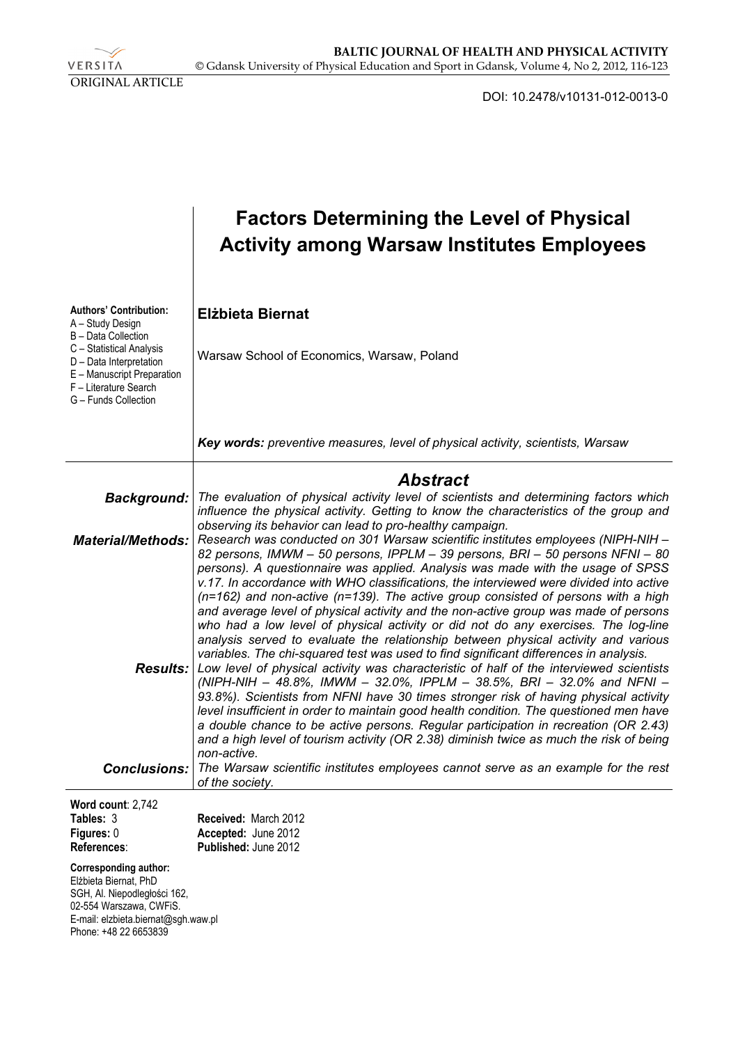ORIGINAL ARTICLE

DOI: 10.2478/v10131-012-0013-0

# Factors Determining the Level of Physical Activity among Warsaw Institutes Employees

**Authors' Contribution:**
A – Study Design
B – Data Collection
C – Statistical Analysis
D – Data Interpretation
E – Manuscript Preparation
F – Literature Search
G – Funds Collection

**Elżbieta Biernat**

Warsaw School of Economics, Warsaw, Poland

***Key words:*** *preventive measures, level of physical activity, scientists, Warsaw*

## Abstract

***Background:*** *The evaluation of physical activity level of scientists and determining factors which influence the physical activity. Getting to know the characteristics of the group and observing its behavior can lead to pro-healthy campaign.*

***Material/Methods:*** *Research was conducted on 301 Warsaw scientific institutes employees (NIPH-NIH – 82 persons, IMWM – 50 persons, IPPLM – 39 persons, BRI – 50 persons NFNI – 80 persons). A questionnaire was applied. Analysis was made with the usage of SPSS v.17. In accordance with WHO classifications, the interviewed were divided into active (n=162) and non-active (n=139). The active group consisted of persons with a high and average level of physical activity and the non-active group was made of persons who had a low level of physical activity or did not do any exercises. The log-line analysis served to evaluate the relationship between physical activity and various variables. The chi-squared test was used to find significant differences in analysis.*

***Results:*** *Low level of physical activity was characteristic of half of the interviewed scientists (NIPH-NIH – 48.8%, IMWM – 32.0%, IPPLM – 38.5%, BRI – 32.0% and NFNI – 93.8%). Scientists from NFNI have 30 times stronger risk of having physical activity level insufficient in order to maintain good health condition. The questioned men have a double chance to be active persons. Regular participation in recreation (OR 2.43) and a high level of tourism activity (OR 2.38) diminish twice as much the risk of being non-active.*

***Conclusions:*** *The Warsaw scientific institutes employees cannot serve as an example for the rest of the society.*

**Word count**: 2,742
**Tables:** 3
**Figures:** 0
**References**:

**Received:** March 2012
**Accepted:** June 2012
**Published:** June 2012

**Corresponding author:**
Elżbieta Biernat, PhD
SGH, Al. Niepodległości 162,
02-554 Warszawa, CWFiS.
E-mail: elzbieta.biernat@sgh.waw.pl
Phone: +48 22 6653839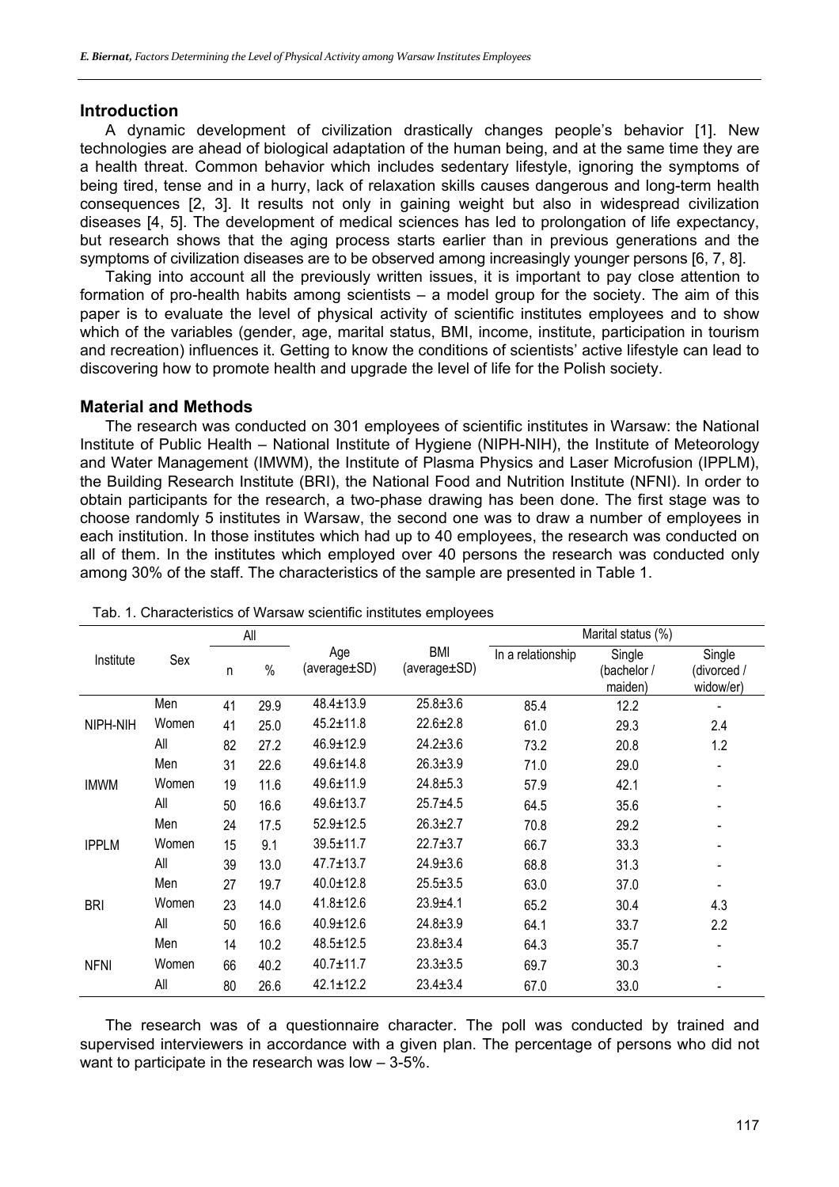## Introduction

A dynamic development of civilization drastically changes people's behavior [1]. New technologies are ahead of biological adaptation of the human being, and at the same time they are a health threat. Common behavior which includes sedentary lifestyle, ignoring the symptoms of being tired, tense and in a hurry, lack of relaxation skills causes dangerous and long-term health consequences [2, 3]. It results not only in gaining weight but also in widespread civilization diseases [4, 5]. The development of medical sciences has led to prolongation of life expectancy, but research shows that the aging process starts earlier than in previous generations and the symptoms of civilization diseases are to be observed among increasingly younger persons [6, 7, 8].

Taking into account all the previously written issues, it is important to pay close attention to formation of pro-health habits among scientists – a model group for the society. The aim of this paper is to evaluate the level of physical activity of scientific institutes employees and to show which of the variables (gender, age, marital status, BMI, income, institute, participation in tourism and recreation) influences it. Getting to know the conditions of scientists' active lifestyle can lead to discovering how to promote health and upgrade the level of life for the Polish society.

## Material and Methods

The research was conducted on 301 employees of scientific institutes in Warsaw: the National Institute of Public Health – National Institute of Hygiene (NIPH-NIH), the Institute of Meteorology and Water Management (IMWM), the Institute of Plasma Physics and Laser Microfusion (IPPLM), the Building Research Institute (BRI), the National Food and Nutrition Institute (NFNI). In order to obtain participants for the research, a two-phase drawing has been done. The first stage was to choose randomly 5 institutes in Warsaw, the second one was to draw a number of employees in each institution. In those institutes which had up to 40 employees, the research was conducted on all of them. In the institutes which employed over 40 persons the research was conducted only among 30% of the staff. The characteristics of the sample are presented in Table 1.

Tab. 1. Characteristics of Warsaw scientific institutes employees

| Institute | Sex | All | | Age (average±SD) | BMI (average±SD) | Marital status (%) | | |
|---|---|---|---|---|---|---|---|---|
| | | n | % | | | In a relationship | Single (bachelor / maiden) | Single (divorced / widow/er) |
| NIPH-NIH | Men | 41 | 29.9 | 48.4±13.9 | 25.8±3.6 | 85.4 | 12.2 | - |
| | Women | 41 | 25.0 | 45.2±11.8 | 22.6±2.8 | 61.0 | 29.3 | 2.4 |
| | All | 82 | 27.2 | 46.9±12.9 | 24.2±3.6 | 73.2 | 20.8 | 1.2 |
| IMWM | Men | 31 | 22.6 | 49.6±14.8 | 26.3±3.9 | 71.0 | 29.0 | - |
| | Women | 19 | 11.6 | 49.6±11.9 | 24.8±5.3 | 57.9 | 42.1 | - |
| | All | 50 | 16.6 | 49.6±13.7 | 25.7±4.5 | 64.5 | 35.6 | - |
| IPPLM | Men | 24 | 17.5 | 52.9±12.5 | 26.3±2.7 | 70.8 | 29.2 | - |
| | Women | 15 | 9.1 | 39.5±11.7 | 22.7±3.7 | 66.7 | 33.3 | - |
| | All | 39 | 13.0 | 47.7±13.7 | 24.9±3.6 | 68.8 | 31.3 | - |
| BRI | Men | 27 | 19.7 | 40.0±12.8 | 25.5±3.5 | 63.0 | 37.0 | - |
| | Women | 23 | 14.0 | 41.8±12.6 | 23.9±4.1 | 65.2 | 30.4 | 4.3 |
| | All | 50 | 16.6 | 40.9±12.6 | 24.8±3.9 | 64.1 | 33.7 | 2.2 |
| NFNI | Men | 14 | 10.2 | 48.5±12.5 | 23.8±3.4 | 64.3 | 35.7 | - |
| | Women | 66 | 40.2 | 40.7±11.7 | 23.3±3.5 | 69.7 | 30.3 | - |
| | All | 80 | 26.6 | 42.1±12.2 | 23.4±3.4 | 67.0 | 33.0 | - |

The research was of a questionnaire character. The poll was conducted by trained and supervised interviewers in accordance with a given plan. The percentage of persons who did not want to participate in the research was low – 3-5%.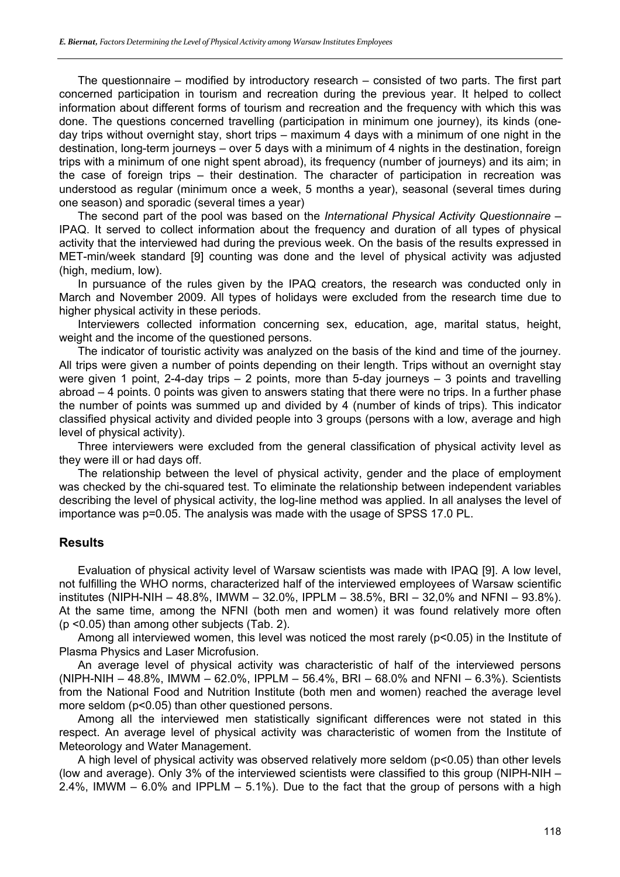The questionnaire – modified by introductory research – consisted of two parts. The first part concerned participation in tourism and recreation during the previous year. It helped to collect information about different forms of tourism and recreation and the frequency with which this was done. The questions concerned travelling (participation in minimum one journey), its kinds (one-day trips without overnight stay, short trips – maximum 4 days with a minimum of one night in the destination, long-term journeys – over 5 days with a minimum of 4 nights in the destination, foreign trips with a minimum of one night spent abroad), its frequency (number of journeys) and its aim; in the case of foreign trips – their destination. The character of participation in recreation was understood as regular (minimum once a week, 5 months a year), seasonal (several times during one season) and sporadic (several times a year)

The second part of the pool was based on the *International Physical Activity Questionnaire* – IPAQ. It served to collect information about the frequency and duration of all types of physical activity that the interviewed had during the previous week. On the basis of the results expressed in MET-min/week standard [9] counting was done and the level of physical activity was adjusted (high, medium, low).

In pursuance of the rules given by the IPAQ creators, the research was conducted only in March and November 2009. All types of holidays were excluded from the research time due to higher physical activity in these periods.

Interviewers collected information concerning sex, education, age, marital status, height, weight and the income of the questioned persons.

The indicator of touristic activity was analyzed on the basis of the kind and time of the journey. All trips were given a number of points depending on their length. Trips without an overnight stay were given 1 point, 2-4-day trips – 2 points, more than 5-day journeys – 3 points and travelling abroad – 4 points. 0 points was given to answers stating that there were no trips. In a further phase the number of points was summed up and divided by 4 (number of kinds of trips). This indicator classified physical activity and divided people into 3 groups (persons with a low, average and high level of physical activity).

Three interviewers were excluded from the general classification of physical activity level as they were ill or had days off.

The relationship between the level of physical activity, gender and the place of employment was checked by the chi-squared test. To eliminate the relationship between independent variables describing the level of physical activity, the log-line method was applied. In all analyses the level of importance was p=0.05. The analysis was made with the usage of SPSS 17.0 PL.

## Results

Evaluation of physical activity level of Warsaw scientists was made with IPAQ [9]. A low level, not fulfilling the WHO norms, characterized half of the interviewed employees of Warsaw scientific institutes (NIPH-NIH – 48.8%, IMWM – 32.0%, IPPLM – 38.5%, BRI – 32,0% and NFNI – 93.8%). At the same time, among the NFNI (both men and women) it was found relatively more often ($p < 0.05$) than among other subjects (Tab. 2).

Among all interviewed women, this level was noticed the most rarely ($p < 0.05$) in the Institute of Plasma Physics and Laser Microfusion.

An average level of physical activity was characteristic of half of the interviewed persons (NIPH-NIH – 48.8%, IMWM – 62.0%, IPPLM – 56.4%, BRI – 68.0% and NFNI – 6.3%). Scientists from the National Food and Nutrition Institute (both men and women) reached the average level more seldom ($p < 0.05$) than other questioned persons.

Among all the interviewed men statistically significant differences were not stated in this respect. An average level of physical activity was characteristic of women from the Institute of Meteorology and Water Management.

A high level of physical activity was observed relatively more seldom ($p < 0.05$) than other levels (low and average). Only 3% of the interviewed scientists were classified to this group (NIPH-NIH – 2.4%, IMWM – 6.0% and IPPLM – 5.1%). Due to the fact that the group of persons with a high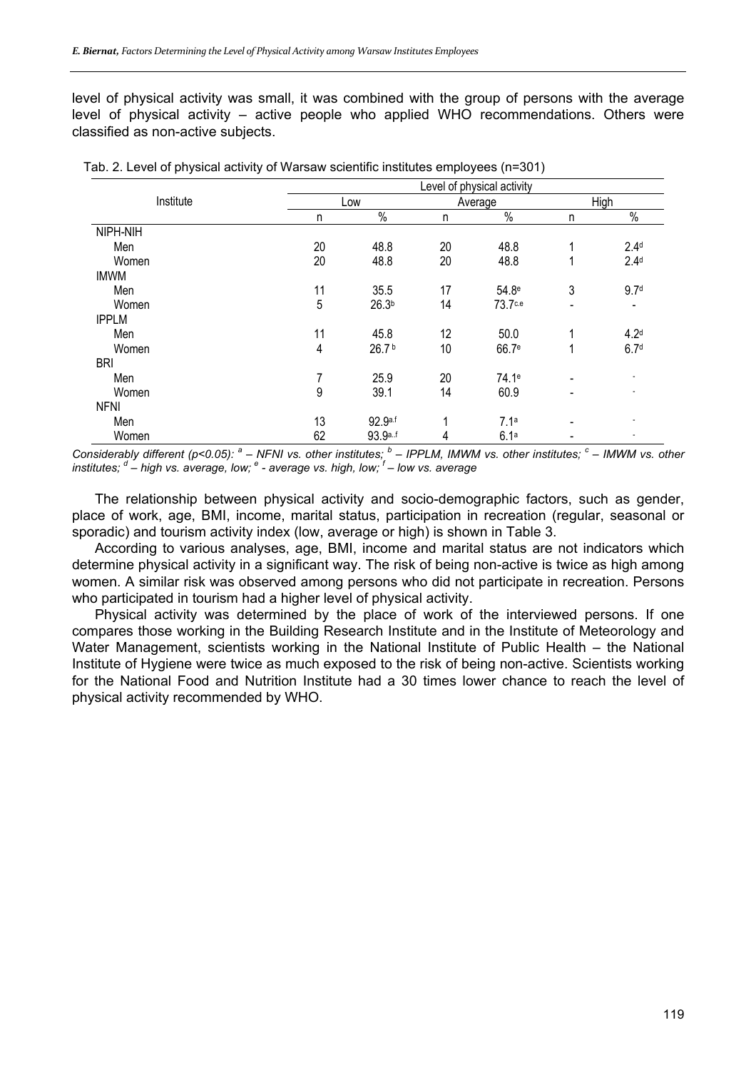level of physical activity was small, it was combined with the group of persons with the average level of physical activity – active people who applied WHO recommendations. Others were classified as non-active subjects.

Tab. 2. Level of physical activity of Warsaw scientific institutes employees (n=301)

| Institute | Level of physical activity | | | | | |
|---|---|---|---|---|---|---|
| | Low | | Average | | High | |
| | n | % | n | % | n | % |
| NIPH-NIH | | | | | | |
| Men | 20 | 48.8 | 20 | 48.8 | 1 | 2.4[d] |
| Women | 20 | 48.8 | 20 | 48.8 | 1 | 2.4[d] |
| IMWM | | | | | | |
| Men | 11 | 35.5 | 17 | 54.8[e] | 3 | 9.7[d] |
| Women | 5 | 26.3[b] | 14 | 73.7[c,e] | - | - |
| IPPLM | | | | | | |
| Men | 11 | 45.8 | 12 | 50.0 | 1 | 4.2[d] |
| Women | 4 | 26.7[b] | 10 | 66.7[e] | 1 | 6.7[d] |
| BRI | | | | | | |
| Men | 7 | 25.9 | 20 | 74.1[e] | - | - |
| Women | 9 | 39.1 | 14 | 60.9 | - | - |
| NFNI | | | | | | |
| Men | 13 | 92.9[a,f] | 1 | 7.1[a] | - | - |
| Women | 62 | 93.9[a,f] | 4 | 6.1[a] | - | - |

*Considerably different (p<0.05): [a] – NFNI vs. other institutes; [b] – IPPLM, IMWM vs. other institutes; [c] – IMWM vs. other institutes; [d] – high vs. average, low; [e] - average vs. high, low; [f] – low vs. average*

The relationship between physical activity and socio-demographic factors, such as gender, place of work, age, BMI, income, marital status, participation in recreation (regular, seasonal or sporadic) and tourism activity index (low, average or high) is shown in Table 3.

According to various analyses, age, BMI, income and marital status are not indicators which determine physical activity in a significant way. The risk of being non-active is twice as high among women. A similar risk was observed among persons who did not participate in recreation. Persons who participated in tourism had a higher level of physical activity.

Physical activity was determined by the place of work of the interviewed persons. If one compares those working in the Building Research Institute and in the Institute of Meteorology and Water Management, scientists working in the National Institute of Public Health – the National Institute of Hygiene were twice as much exposed to the risk of being non-active. Scientists working for the National Food and Nutrition Institute had a 30 times lower chance to reach the level of physical activity recommended by WHO.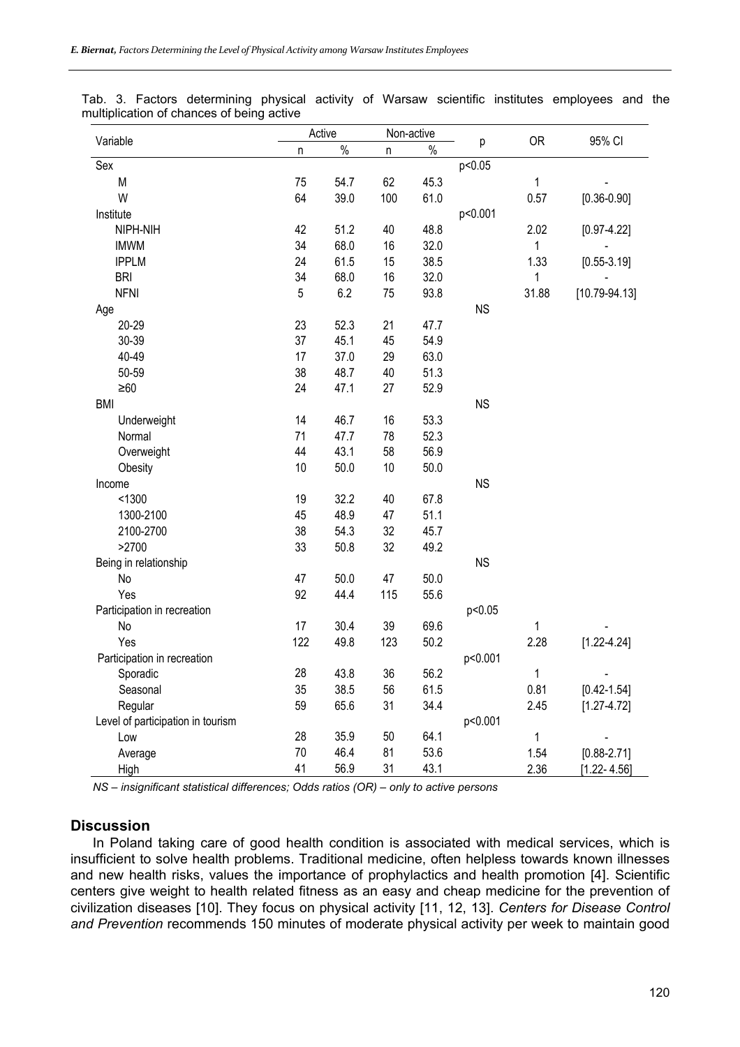Tab. 3. Factors determining physical activity of Warsaw scientific institutes employees and the multiplication of chances of being active

| Variable | Active | | Non-active | | p | OR | 95% CI |
|---|---|---|---|---|---|---|---|
| | n | % | n | % | | | |
| Sex | | | | | p<0.05 | | |
| M | 75 | 54.7 | 62 | 45.3 | | 1 | - |
| W | 64 | 39.0 | 100 | 61.0 | | 0.57 | [0.36-0.90] |
| Institute | | | | | p<0.001 | | |
| NIPH-NIH | 42 | 51.2 | 40 | 48.8 | | 2.02 | [0.97-4.22] |
| IMWM | 34 | 68.0 | 16 | 32.0 | | 1 | - |
| IPPLM | 24 | 61.5 | 15 | 38.5 | | 1.33 | [0.55-3.19] |
| BRI | 34 | 68.0 | 16 | 32.0 | | 1 | - |
| NFNI | 5 | 6.2 | 75 | 93.8 | | 31.88 | [10.79-94.13] |
| Age | | | | | NS | | |
| 20-29 | 23 | 52.3 | 21 | 47.7 | | | |
| 30-39 | 37 | 45.1 | 45 | 54.9 | | | |
| 40-49 | 17 | 37.0 | 29 | 63.0 | | | |
| 50-59 | 38 | 48.7 | 40 | 51.3 | | | |
| ≥60 | 24 | 47.1 | 27 | 52.9 | | | |
| BMI | | | | | NS | | |
| Underweight | 14 | 46.7 | 16 | 53.3 | | | |
| Normal | 71 | 47.7 | 78 | 52.3 | | | |
| Overweight | 44 | 43.1 | 58 | 56.9 | | | |
| Obesity | 10 | 50.0 | 10 | 50.0 | | | |
| Income | | | | | NS | | |
| <1300 | 19 | 32.2 | 40 | 67.8 | | | |
| 1300-2100 | 45 | 48.9 | 47 | 51.1 | | | |
| 2100-2700 | 38 | 54.3 | 32 | 45.7 | | | |
| >2700 | 33 | 50.8 | 32 | 49.2 | | | |
| Being in relationship | | | | | NS | | |
| No | 47 | 50.0 | 47 | 50.0 | | | |
| Yes | 92 | 44.4 | 115 | 55.6 | | | |
| Participation in recreation | | | | | p<0.05 | | |
| No | 17 | 30.4 | 39 | 69.6 | | 1 | - |
| Yes | 122 | 49.8 | 123 | 50.2 | | 2.28 | [1.22-4.24] |
| Participation in recreation | | | | | p<0.001 | | |
| Sporadic | 28 | 43.8 | 36 | 56.2 | | 1 | - |
| Seasonal | 35 | 38.5 | 56 | 61.5 | | 0.81 | [0.42-1.54] |
| Regular | 59 | 65.6 | 31 | 34.4 | | 2.45 | [1.27-4.72] |
| Level of participation in tourism | | | | | p<0.001 | | |
| Low | 28 | 35.9 | 50 | 64.1 | | 1 | - |
| Average | 70 | 46.4 | 81 | 53.6 | | 1.54 | [0.88-2.71] |
| High | 41 | 56.9 | 31 | 43.1 | | 2.36 | [1.22- 4.56] |

*NS – insignificant statistical differences; Odds ratios (OR) – only to active persons*

## Discussion

In Poland taking care of good health condition is associated with medical services, which is insufficient to solve health problems. Traditional medicine, often helpless towards known illnesses and new health risks, values the importance of prophylactics and health promotion [4]. Scientific centers give weight to health related fitness as an easy and cheap medicine for the prevention of civilization diseases [10]. They focus on physical activity [11, 12, 13]. *Centers for Disease Control and Prevention* recommends 150 minutes of moderate physical activity per week to maintain good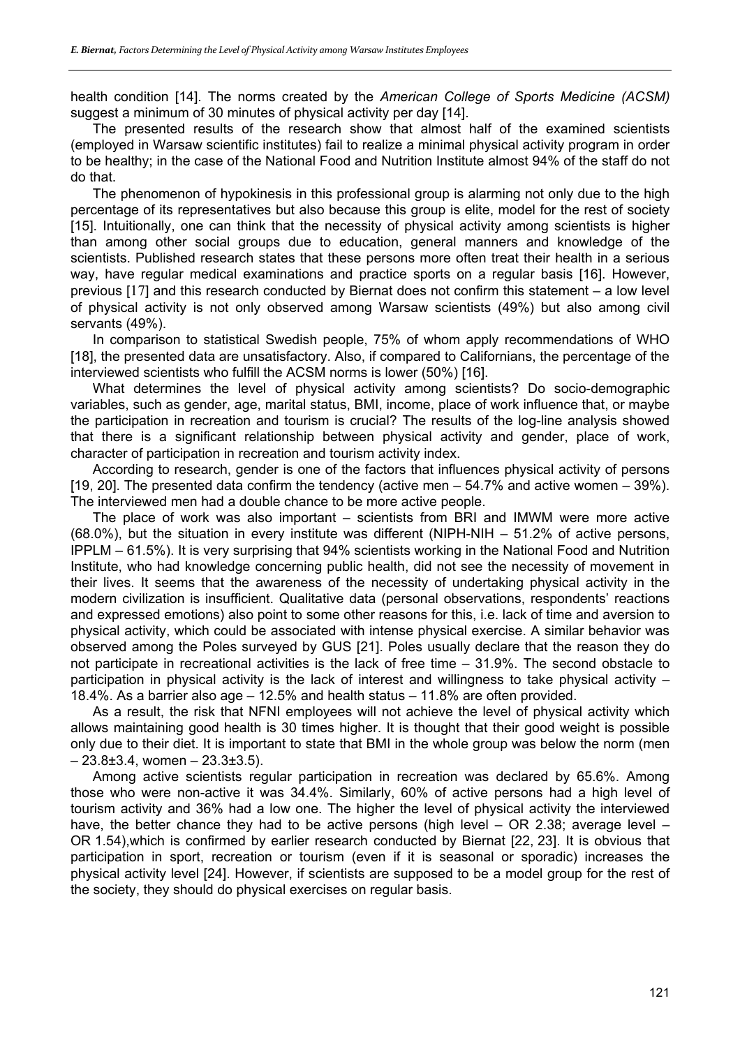health condition [14]. The norms created by the *American College of Sports Medicine (ACSM)* suggest a minimum of 30 minutes of physical activity per day [14].

The presented results of the research show that almost half of the examined scientists (employed in Warsaw scientific institutes) fail to realize a minimal physical activity program in order to be healthy; in the case of the National Food and Nutrition Institute almost 94% of the staff do not do that.

The phenomenon of hypokinesis in this professional group is alarming not only due to the high percentage of its representatives but also because this group is elite, model for the rest of society [15]. Intuitionally, one can think that the necessity of physical activity among scientists is higher than among other social groups due to education, general manners and knowledge of the scientists. Published research states that these persons more often treat their health in a serious way, have regular medical examinations and practice sports on a regular basis [16]. However, previous [17] and this research conducted by Biernat does not confirm this statement – a low level of physical activity is not only observed among Warsaw scientists (49%) but also among civil servants (49%).

In comparison to statistical Swedish people, 75% of whom apply recommendations of WHO [18], the presented data are unsatisfactory. Also, if compared to Californians, the percentage of the interviewed scientists who fulfill the ACSM norms is lower (50%) [16].

What determines the level of physical activity among scientists? Do socio-demographic variables, such as gender, age, marital status, BMI, income, place of work influence that, or maybe the participation in recreation and tourism is crucial? The results of the log-line analysis showed that there is a significant relationship between physical activity and gender, place of work, character of participation in recreation and tourism activity index.

According to research, gender is one of the factors that influences physical activity of persons [19, 20]. The presented data confirm the tendency (active men – 54.7% and active women – 39%). The interviewed men had a double chance to be more active people.

The place of work was also important – scientists from BRI and IMWM were more active (68.0%), but the situation in every institute was different (NIPH-NIH – 51.2% of active persons, IPPLM – 61.5%). It is very surprising that 94% scientists working in the National Food and Nutrition Institute, who had knowledge concerning public health, did not see the necessity of movement in their lives. It seems that the awareness of the necessity of undertaking physical activity in the modern civilization is insufficient. Qualitative data (personal observations, respondents' reactions and expressed emotions) also point to some other reasons for this, i.e. lack of time and aversion to physical activity, which could be associated with intense physical exercise. A similar behavior was observed among the Poles surveyed by GUS [21]. Poles usually declare that the reason they do not participate in recreational activities is the lack of free time – 31.9%. The second obstacle to participation in physical activity is the lack of interest and willingness to take physical activity – 18.4%. As a barrier also age – 12.5% and health status – 11.8% are often provided.

As a result, the risk that NFNI employees will not achieve the level of physical activity which allows maintaining good health is 30 times higher. It is thought that their good weight is possible only due to their diet. It is important to state that BMI in the whole group was below the norm (men – 23.8±3.4, women – 23.3±3.5).

Among active scientists regular participation in recreation was declared by 65.6%. Among those who were non-active it was 34.4%. Similarly, 60% of active persons had a high level of tourism activity and 36% had a low one. The higher the level of physical activity the interviewed have, the better chance they had to be active persons (high level – OR 2.38; average level – OR 1.54),which is confirmed by earlier research conducted by Biernat [22, 23]. It is obvious that participation in sport, recreation or tourism (even if it is seasonal or sporadic) increases the physical activity level [24]. However, if scientists are supposed to be a model group for the rest of the society, they should do physical exercises on regular basis.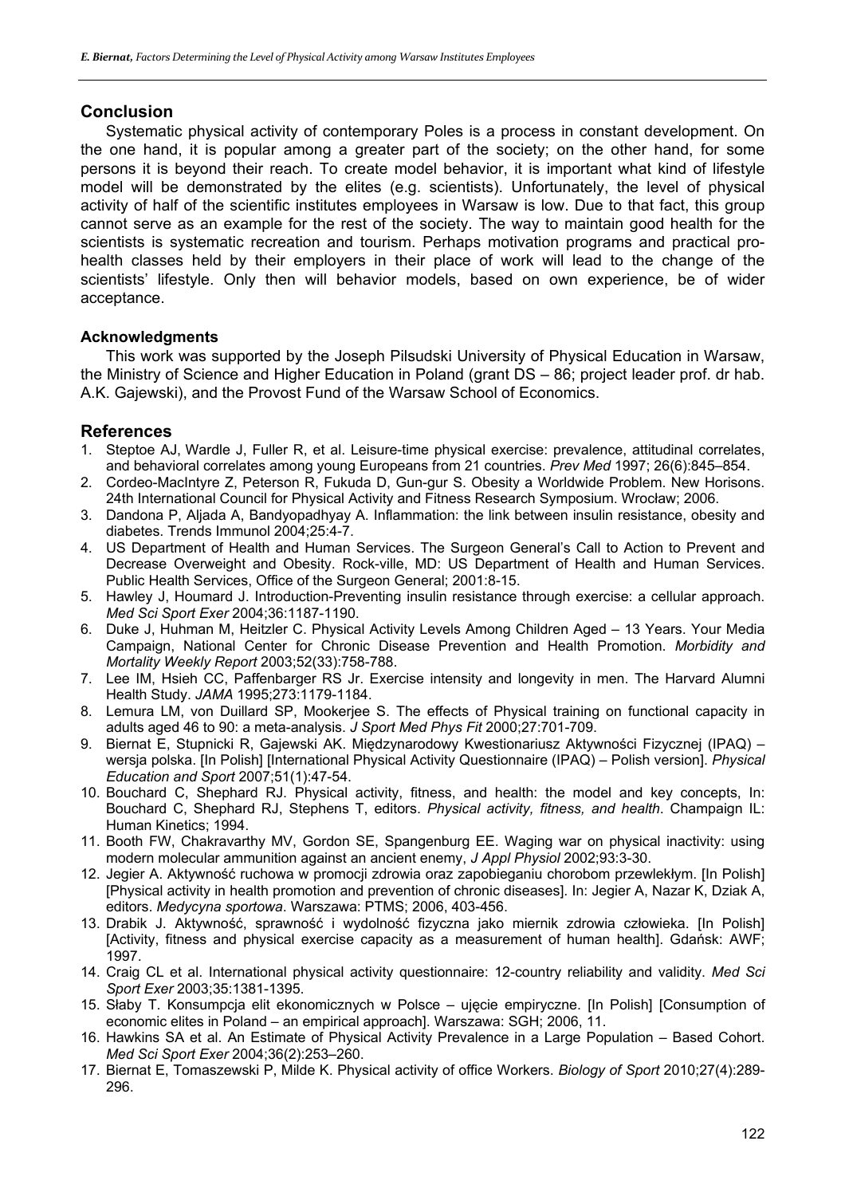## Conclusion

Systematic physical activity of contemporary Poles is a process in constant development. On the one hand, it is popular among a greater part of the society; on the other hand, for some persons it is beyond their reach. To create model behavior, it is important what kind of lifestyle model will be demonstrated by the elites (e.g. scientists). Unfortunately, the level of physical activity of half of the scientific institutes employees in Warsaw is low. Due to that fact, this group cannot serve as an example for the rest of the society. The way to maintain good health for the scientists is systematic recreation and tourism. Perhaps motivation programs and practical pro-health classes held by their employers in their place of work will lead to the change of the scientists' lifestyle. Only then will behavior models, based on own experience, be of wider acceptance.

### Acknowledgments

This work was supported by the Joseph Pilsudski University of Physical Education in Warsaw, the Ministry of Science and Higher Education in Poland (grant DS – 86; project leader prof. dr hab. A.K. Gajewski), and the Provost Fund of the Warsaw School of Economics.

## References

1. Steptoe AJ, Wardle J, Fuller R, et al. Leisure-time physical exercise: prevalence, attitudinal correlates, and behavioral correlates among young Europeans from 21 countries. *Prev Med* 1997; 26(6):845–854.
2. Cordeo-MacIntyre Z, Peterson R, Fukuda D, Gun-gur S. Obesity a Worldwide Problem. New Horisons. 24th International Council for Physical Activity and Fitness Research Symposium. Wrocław; 2006.
3. Dandona P, Aljada A, Bandyopadhyay A. Inflammation: the link between insulin resistance, obesity and diabetes. Trends Immunol 2004;25:4-7.
4. US Department of Health and Human Services. The Surgeon General's Call to Action to Prevent and Decrease Overweight and Obesity. Rock-ville, MD: US Department of Health and Human Services. Public Health Services, Office of the Surgeon General; 2001:8-15.
5. Hawley J, Houmard J. Introduction-Preventing insulin resistance through exercise: a cellular approach. *Med Sci Sport Exer* 2004;36:1187-1190.
6. Duke J, Huhman M, Heitzler C. Physical Activity Levels Among Children Aged – 13 Years. Your Media Campaign, National Center for Chronic Disease Prevention and Health Promotion. *Morbidity and Mortality Weekly Report* 2003;52(33):758-788.
7. Lee IM, Hsieh CC, Paffenbarger RS Jr. Exercise intensity and longevity in men. The Harvard Alumni Health Study. *JAMA* 1995;273:1179-1184.
8. Lemura LM, von Duillard SP, Mookerjee S. The effects of Physical training on functional capacity in adults aged 46 to 90: a meta-analysis. *J Sport Med Phys Fit* 2000;27:701-709.
9. Biernat E, Stupnicki R, Gajewski AK. Międzynarodowy Kwestionariusz Aktywności Fizycznej (IPAQ) – wersja polska. [In Polish] [International Physical Activity Questionnaire (IPAQ) – Polish version]. *Physical Education and Sport* 2007;51(1):47-54.
10. Bouchard C, Shephard RJ. Physical activity, fitness, and health: the model and key concepts, In: Bouchard C, Shephard RJ, Stephens T, editors. *Physical activity, fitness, and health*. Champaign IL: Human Kinetics; 1994.
11. Booth FW, Chakravarthy MV, Gordon SE, Spangenburg EE. Waging war on physical inactivity: using modern molecular ammunition against an ancient enemy, *J Appl Physiol* 2002;93:3-30.
12. Jegier A. Aktywność ruchowa w promocji zdrowia oraz zapobieganiu chorobom przewlekłym. [In Polish] [Physical activity in health promotion and prevention of chronic diseases]. In: Jegier A, Nazar K, Dziak A, editors. *Medycyna sportowa*. Warszawa: PTMS; 2006, 403-456.
13. Drabik J. Aktywność, sprawność i wydolność fizyczna jako miernik zdrowia człowieka. [In Polish] [Activity, fitness and physical exercise capacity as a measurement of human health]. Gdańsk: AWF; 1997.
14. Craig CL et al. International physical activity questionnaire: 12-country reliability and validity. *Med Sci Sport Exer* 2003;35:1381-1395.
15. Słaby T. Konsumpcja elit ekonomicznych w Polsce – ujęcie empiryczne. [In Polish] [Consumption of economic elites in Poland – an empirical approach]. Warszawa: SGH; 2006, 11.
16. Hawkins SA et al. An Estimate of Physical Activity Prevalence in a Large Population – Based Cohort. *Med Sci Sport Exer* 2004;36(2):253–260.
17. Biernat E, Tomaszewski P, Milde K. Physical activity of office Workers. *Biology of Sport* 2010;27(4):289-296.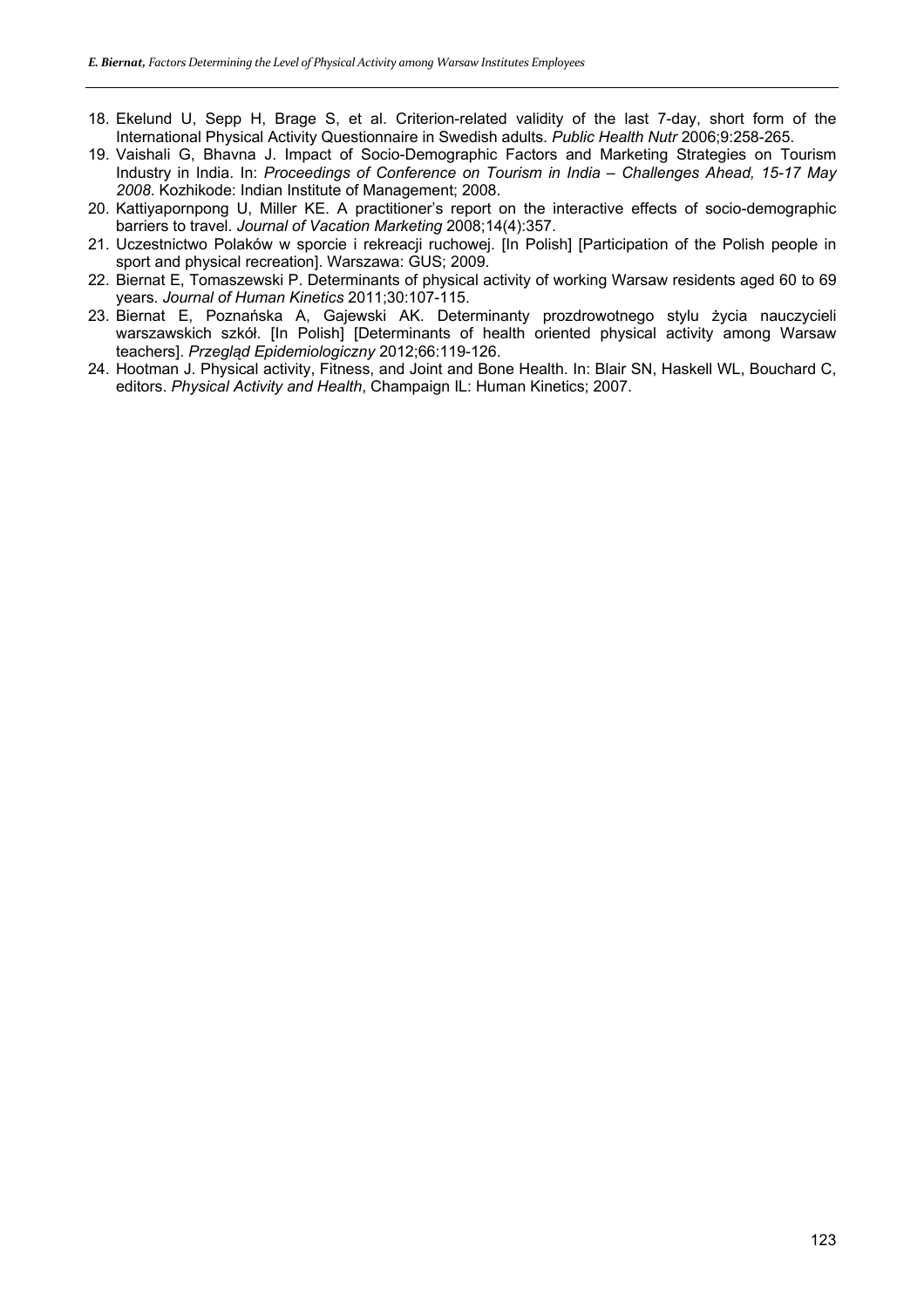18. Ekelund U, Sepp H, Brage S, et al. Criterion-related validity of the last 7-day, short form of the International Physical Activity Questionnaire in Swedish adults. *Public Health Nutr* 2006;9:258-265.
19. Vaishali G, Bhavna J. Impact of Socio-Demographic Factors and Marketing Strategies on Tourism Industry in India. In: *Proceedings of Conference on Tourism in India – Challenges Ahead, 15-17 May 2008*. Kozhikode: Indian Institute of Management; 2008.
20. Kattiyapornpong U, Miller KE. A practitioner's report on the interactive effects of socio-demographic barriers to travel. *Journal of Vacation Marketing* 2008;14(4):357.
21. Uczestnictwo Polaków w sporcie i rekreacji ruchowej. [In Polish] [Participation of the Polish people in sport and physical recreation]. Warszawa: GUS; 2009.
22. Biernat E, Tomaszewski P. Determinants of physical activity of working Warsaw residents aged 60 to 69 years. *Journal of Human Kinetics* 2011;30:107-115.
23. Biernat E, Poznańska A, Gajewski AK. Determinanty prozdrowotnego stylu życia nauczycieli warszawskich szkół. [In Polish] [Determinants of health oriented physical activity among Warsaw teachers]. *Przegląd Epidemiologiczny* 2012;66:119-126.
24. Hootman J. Physical activity, Fitness, and Joint and Bone Health. In: Blair SN, Haskell WL, Bouchard C, editors. *Physical Activity and Health*, Champaign IL: Human Kinetics; 2007.